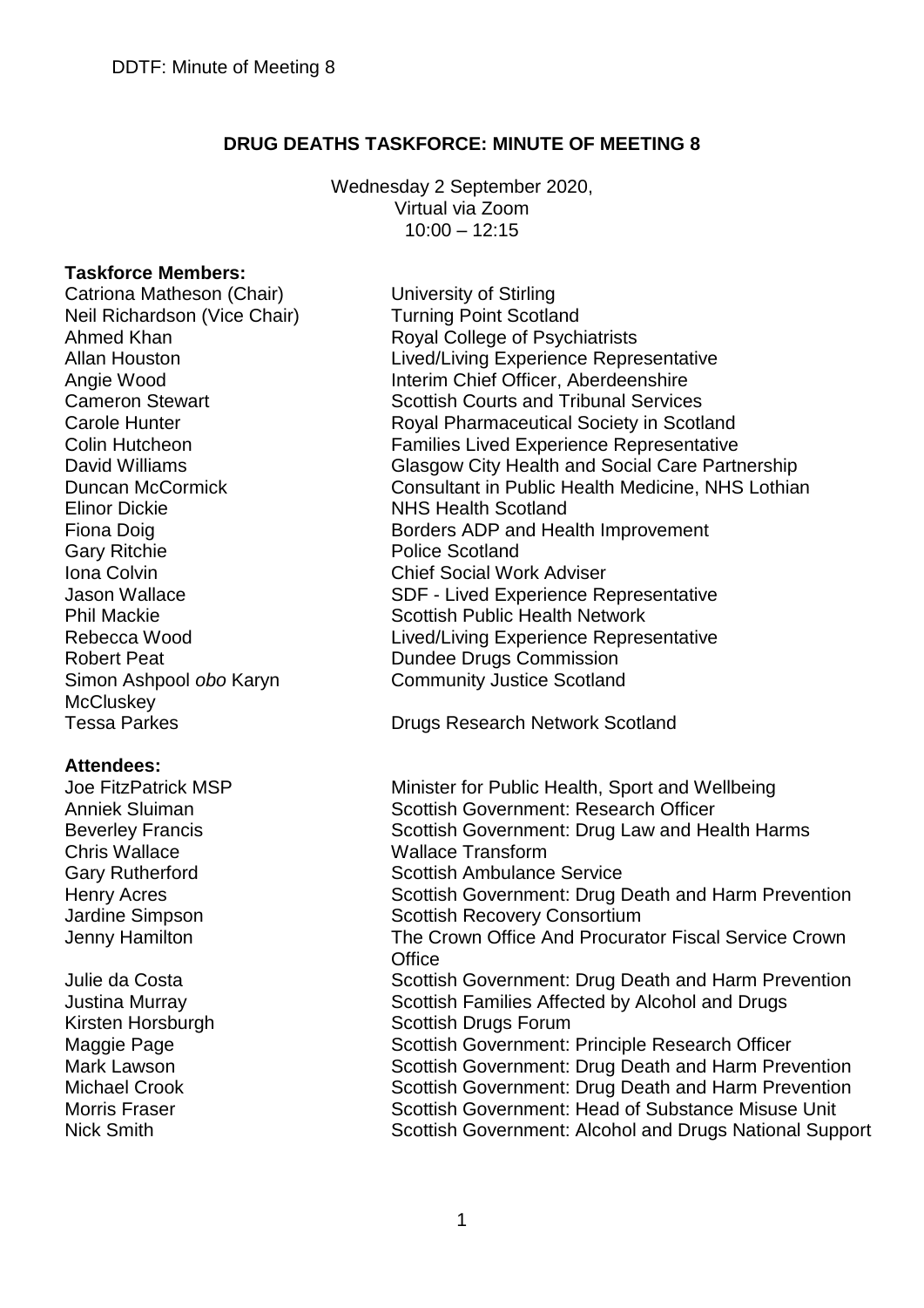# DRUG DEATHS TASKFORCE: MINUTE OF MEETING 8

Wednesday 2 September 2020,
Virtual via Zoom
10:00 – 12:15

**Taskforce Members:**

| | |
|---|---|
| Catriona Matheson (Chair) | University of Stirling |
| Neil Richardson (Vice Chair) | Turning Point Scotland |
| Ahmed Khan | Royal College of Psychiatrists |
| Allan Houston | Lived/Living Experience Representative |
| Angie Wood | Interim Chief Officer, Aberdeenshire |
| Cameron Stewart | Scottish Courts and Tribunal Services |
| Carole Hunter | Royal Pharmaceutical Society in Scotland |
| Colin Hutcheon | Families Lived Experience Representative |
| David Williams | Glasgow City Health and Social Care Partnership |
| Duncan McCormick | Consultant in Public Health Medicine, NHS Lothian |
| Elinor Dickie | NHS Health Scotland |
| Fiona Doig | Borders ADP and Health Improvement |
| Gary Ritchie | Police Scotland |
| Iona Colvin | Chief Social Work Adviser |
| Jason Wallace | SDF - Lived Experience Representative |
| Phil Mackie | Scottish Public Health Network |
| Rebecca Wood | Lived/Living Experience Representative |
| Robert Peat | Dundee Drugs Commission |
| Simon Ashpool *obo* Karyn McCluskey | Community Justice Scotland |
| Tessa Parkes | Drugs Research Network Scotland |

**Attendees:**

| | |
|---|---|
| Joe FitzPatrick MSP | Minister for Public Health, Sport and Wellbeing |
| Anniek Sluiman | Scottish Government: Research Officer |
| Beverley Francis | Scottish Government: Drug Law and Health Harms |
| Chris Wallace | Wallace Transform |
| Gary Rutherford | Scottish Ambulance Service |
| Henry Acres | Scottish Government: Drug Death and Harm Prevention |
| Jardine Simpson | Scottish Recovery Consortium |
| Jenny Hamilton | The Crown Office And Procurator Fiscal Service Crown Office |
| Julie da Costa | Scottish Government: Drug Death and Harm Prevention |
| Justina Murray | Scottish Families Affected by Alcohol and Drugs |
| Kirsten Horsburgh | Scottish Drugs Forum |
| Maggie Page | Scottish Government: Principle Research Officer |
| Mark Lawson | Scottish Government: Drug Death and Harm Prevention |
| Michael Crook | Scottish Government: Drug Death and Harm Prevention |
| Morris Fraser | Scottish Government: Head of Substance Misuse Unit |
| Nick Smith | Scottish Government: Alcohol and Drugs National Support |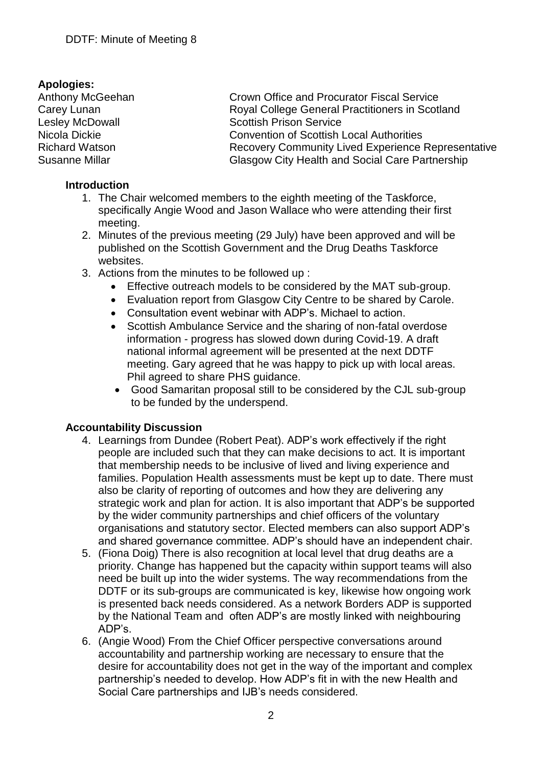DDTF: Minute of Meeting 8

**Apologies:**

| | |
|---|---|
| Anthony McGeehan | Crown Office and Procurator Fiscal Service |
| Carey Lunan | Royal College General Practitioners in Scotland |
| Lesley McDowall | Scottish Prison Service |
| Nicola Dickie | Convention of Scottish Local Authorities |
| Richard Watson | Recovery Community Lived Experience Representative |
| Susanne Millar | Glasgow City Health and Social Care Partnership |

**Introduction**

1. The Chair welcomed members to the eighth meeting of the Taskforce, specifically Angie Wood and Jason Wallace who were attending their first meeting.
2. Minutes of the previous meeting (29 July) have been approved and will be published on the Scottish Government and the Drug Deaths Taskforce websites.
3. Actions from the minutes to be followed up :
   - Effective outreach models to be considered by the MAT sub-group.
   - Evaluation report from Glasgow City Centre to be shared by Carole.
   - Consultation event webinar with ADP's. Michael to action.
   - Scottish Ambulance Service and the sharing of non-fatal overdose information - progress has slowed down during Covid-19. A draft national informal agreement will be presented at the next DDTF meeting. Gary agreed that he was happy to pick up with local areas. Phil agreed to share PHS guidance.
   - Good Samaritan proposal still to be considered by the CJL sub-group to be funded by the underspend.

**Accountability Discussion**

4. Learnings from Dundee (Robert Peat). ADP's work effectively if the right people are included such that they can make decisions to act. It is important that membership needs to be inclusive of lived and living experience and families. Population Health assessments must be kept up to date. There must also be clarity of reporting of outcomes and how they are delivering any strategic work and plan for action. It is also important that ADP's be supported by the wider community partnerships and chief officers of the voluntary organisations and statutory sector. Elected members can also support ADP's and shared governance committee. ADP's should have an independent chair.
5. (Fiona Doig) There is also recognition at local level that drug deaths are a priority. Change has happened but the capacity within support teams will also need be built up into the wider systems. The way recommendations from the DDTF or its sub-groups are communicated is key, likewise how ongoing work is presented back needs considered. As a network Borders ADP is supported by the National Team and often ADP are mostly linked with neighbouring ADP's.
6. (Angie Wood) From the Chief Officer perspective conversations around accountability and partnership working are necessary to ensure that the desire for accountability does not get in the way of the important and complex partnership's needed to develop. How ADP's fit in with the new Health and Social Care partnerships and IJB's needs considered.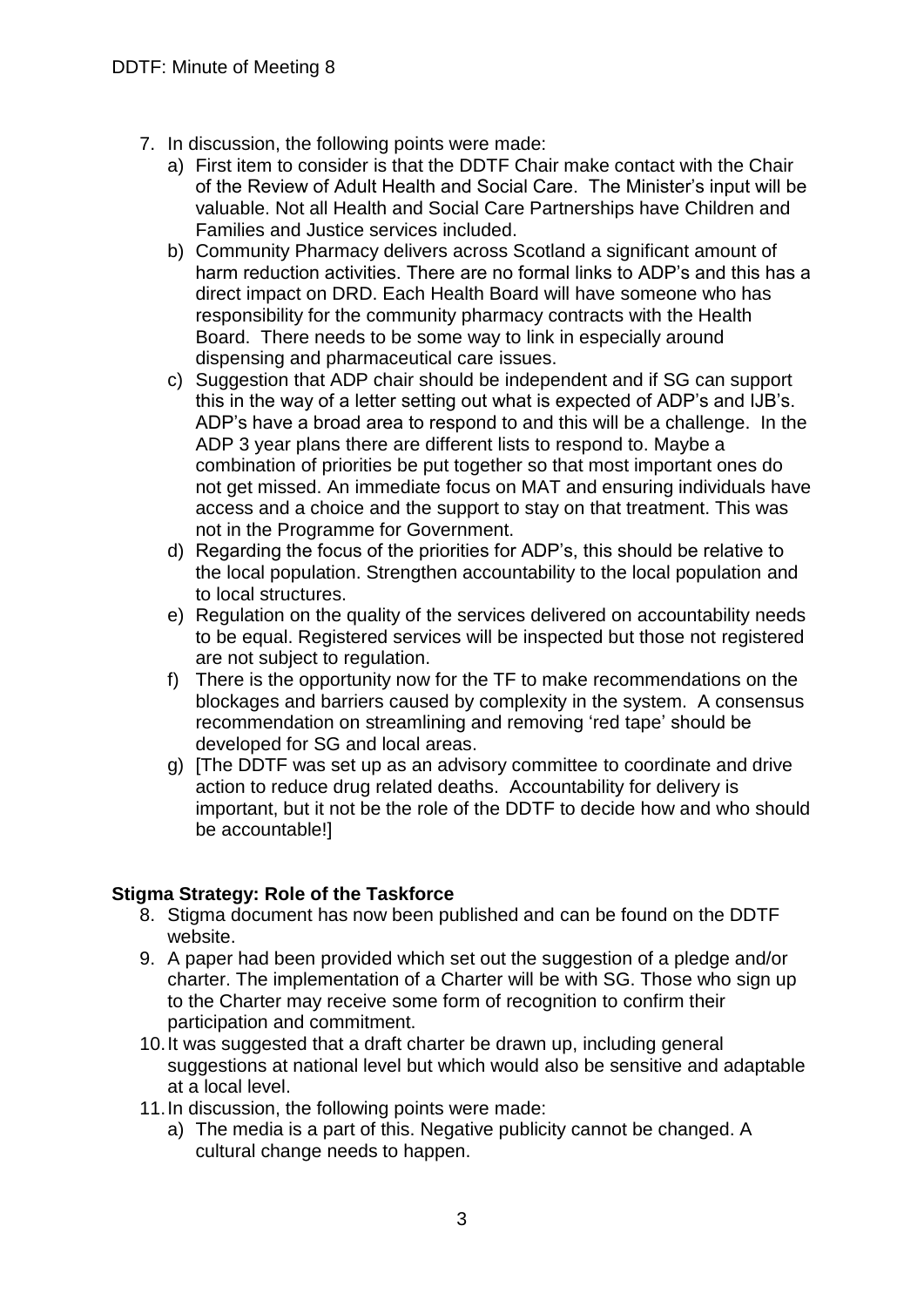7. In discussion, the following points were made:
   a) First item to consider is that the DDTF Chair make contact with the Chair of the Review of Adult Health and Social Care. The Minister's input will be valuable. Not all Health and Social Care Partnerships have Children and Families and Justice services included.
   b) Community Pharmacy delivers across Scotland a significant amount of harm reduction activities. There are no formal links to ADP's and this has a direct impact on DRD. Each Health Board will have someone who has responsibility for the community pharmacy contracts with the Health Board. There needs to be some way to link in especially around dispensing and pharmaceutical care issues.
   c) Suggestion that ADP chair should be independent and if SG can support this in the way of a letter setting out what is expected of ADP's and IJB's. ADP's have a broad area to respond to and this will be a challenge. In the ADP 3 year plans there are different lists to respond to. Maybe a combination of priorities be put together so that most important ones do not get missed. An immediate focus on MAT and ensuring individuals have access and a choice and the support to stay on that treatment. This was not in the Programme for Government.
   d) Regarding the focus of the priorities for ADP's, this should be relative to the local population. Strengthen accountability to the local population and to local structures.
   e) Regulation on the quality of the services delivered on accountability needs to be equal. Registered services will be inspected but those not registered are not subject to regulation.
   f) There is the opportunity now for the TF to make recommendations on the blockages and barriers caused by complexity in the system. A consensus recommendation on streamlining and removing 'red tape' should be developed for SG and local areas.
   g) [The DDTF was set up as an advisory committee to coordinate and drive action to reduce drug related deaths. Accountability for delivery is important, but it not be the role of the DDTF to decide how and who should be accountable!]

**Stigma Strategy: Role of the Taskforce**

8. Stigma document has now been published and can be found on the DDTF website.
9. A paper had been provided which set out the suggestion of a pledge and/or charter. The implementation of a Charter will be with SG. Those who sign up to the Charter may receive some form of recognition to confirm their participation and commitment.
10. It was suggested that a draft charter be drawn up, including general suggestions at national level but which would also be sensitive and adaptable at a local level.
11. In discussion, the following points were made:
    a) The media is a part of this. Negative publicity cannot be changed. A cultural change needs to happen.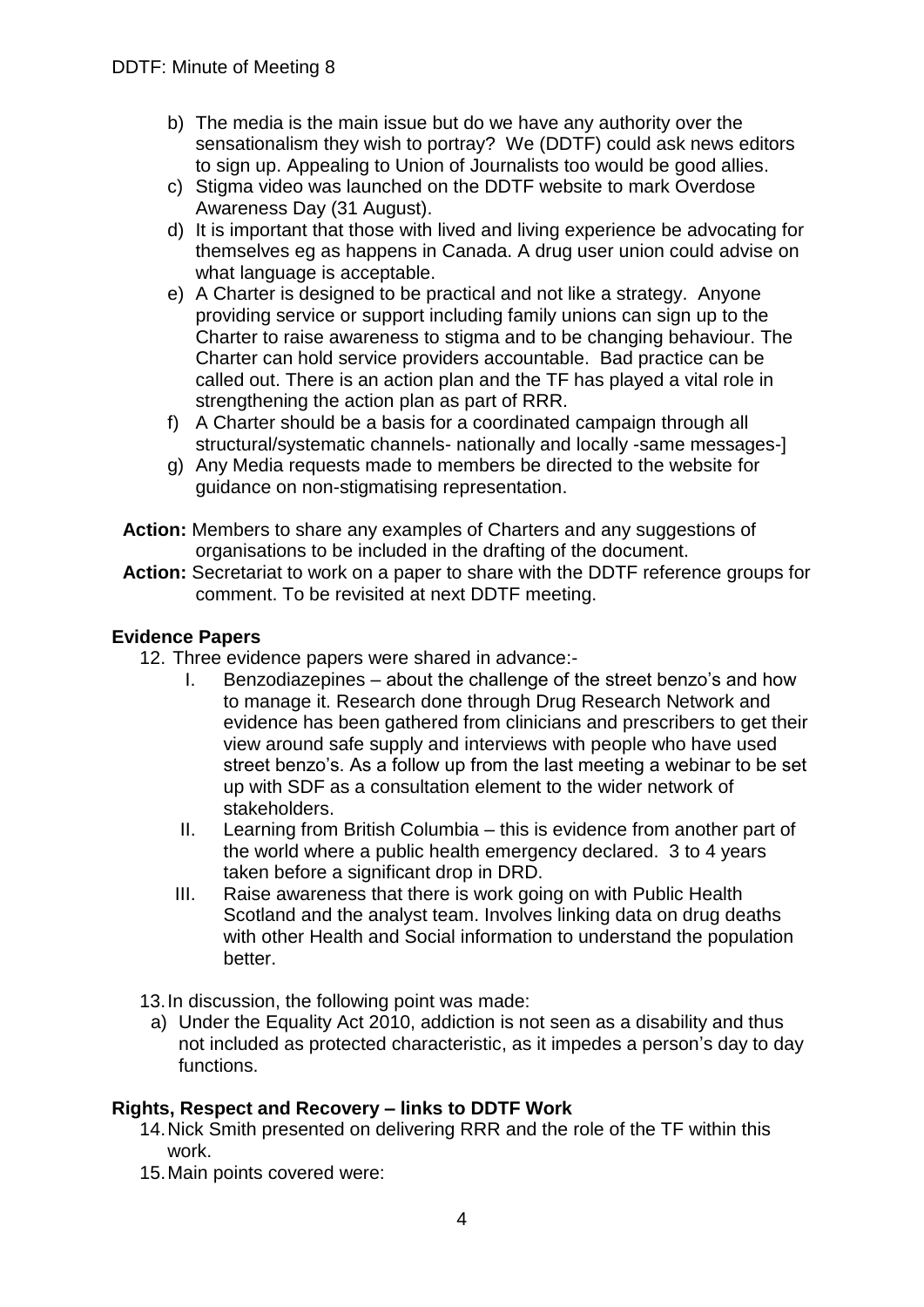b) The media is the main issue but do we have any authority over the sensationalism they wish to portray? We (DDTF) could ask news editors to sign up. Appealing to Union of Journalists too would be good allies.
c) Stigma video was launched on the DDTF website to mark Overdose Awareness Day (31 August).
d) It is important that those with lived and living experience be advocating for themselves eg as happens in Canada. A drug user union could advise on what language is acceptable.
e) A Charter is designed to be practical and not like a strategy. Anyone providing service or support including family unions can sign up to the Charter to raise awareness to stigma and to be changing behaviour. The Charter can hold service providers accountable. Bad practice can be called out. There is an action plan and the TF has played a vital role in strengthening the action plan as part of RRR.
f) A Charter should be a basis for a coordinated campaign through all structural/systematic channels- nationally and locally -same messages-]
g) Any Media requests made to members be directed to the website for guidance on non-stigmatising representation.

**Action:** Members to share any examples of Charters and any suggestions of organisations to be included in the drafting of the document.

**Action:** Secretariat to work on a paper to share with the DDTF reference groups for comment. To be revisited at next DDTF meeting.

## Evidence Papers

12. Three evidence papers were shared in advance:-
    I. Benzodiazepines – about the challenge of the street benzo's and how to manage it. Research done through Drug Research Network and evidence has been gathered from clinicians and prescribers to get their view around safe supply and interviews with people who have used street benzo's. As a follow up from the last meeting a webinar to be set up with SDF as a consultation element to the wider network of stakeholders.
    II. Learning from British Columbia – this is evidence from another part of the world where a public health emergency declared. 3 to 4 years taken before a significant drop in DRD.
    III. Raise awareness that there is work going on with Public Health Scotland and the analyst team. Involves linking data on drug deaths with other Health and Social information to understand the population better.

13. In discussion, the following point was made:
    a) Under the Equality Act 2010, addiction is not seen as a disability and thus not included as protected characteristic, as it impedes a person's day to day functions.

## Rights, Respect and Recovery – links to DDTF Work

14. Nick Smith presented on delivering RRR and the role of the TF within this work.
15. Main points covered were: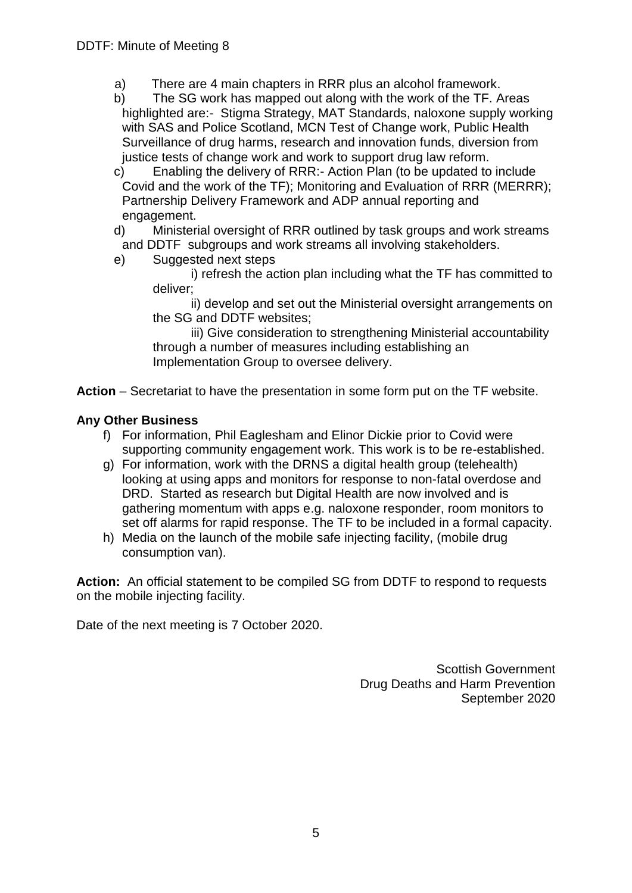a) There are 4 main chapters in RRR plus an alcohol framework.

b) The SG work has mapped out along with the work of the TF. Areas highlighted are:- Stigma Strategy, MAT Standards, naloxone supply working with SAS and Police Scotland, MCN Test of Change work, Public Health Surveillance of drug harms, research and innovation funds, diversion from justice tests of change work and work to support drug law reform.

c) Enabling the delivery of RRR:- Action Plan (to be updated to include Covid and the work of the TF); Monitoring and Evaluation of RRR (MERRR); Partnership Delivery Framework and ADP annual reporting and engagement.

d) Ministerial oversight of RRR outlined by task groups and work streams and DDTF subgroups and work streams all involving stakeholders.

e) Suggested next steps

   i) refresh the action plan including what the TF has committed to deliver;

   ii) develop and set out the Ministerial oversight arrangements on the SG and DDTF websites;

   iii) Give consideration to strengthening Ministerial accountability through a number of measures including establishing an Implementation Group to oversee delivery.

**Action** – Secretariat to have the presentation in some form put on the TF website.

**Any Other Business**

f) For information, Phil Eaglesham and Elinor Dickie prior to Covid were supporting community engagement work. This work is to be re-established.

g) For information, work with the DRNS a digital health group (telehealth) looking at using apps and monitors for response to non-fatal overdose and DRD. Started as research but Digital Health are now involved and is gathering momentum with apps e.g. naloxone responder, room monitors to set off alarms for rapid response. The TF to be included in a formal capacity.

h) Media on the launch of the mobile safe injecting facility, (mobile drug consumption van).

**Action:** An official statement to be compiled SG from DDTF to respond to requests on the mobile injecting facility.

Date of the next meeting is 7 October 2020.

Scottish Government
Drug Deaths and Harm Prevention
September 2020